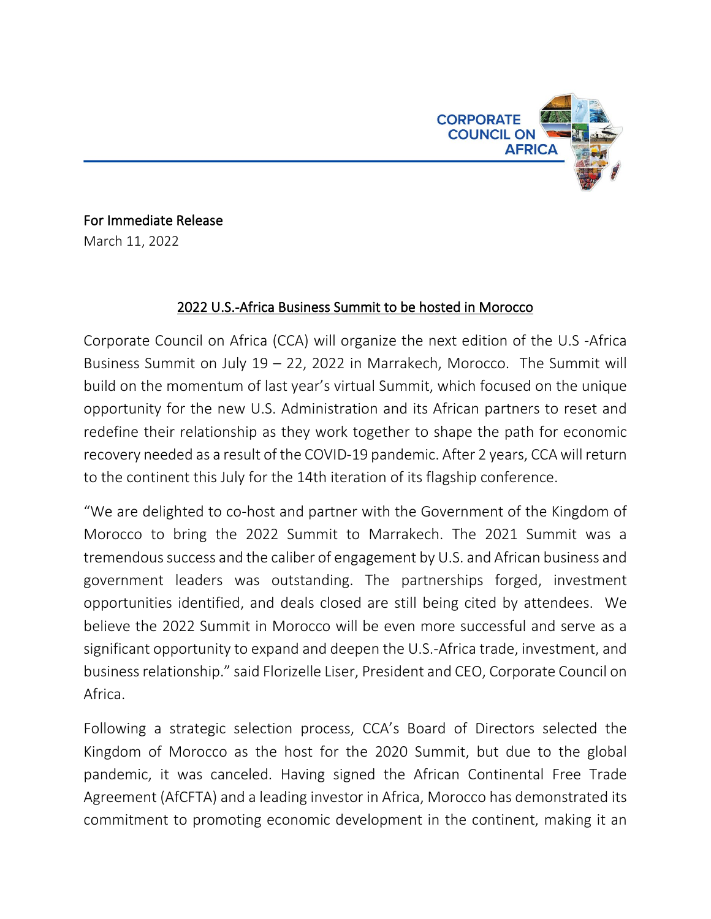CORPORATE COUNCIL ON AFRICA

For Immediate Release
March 11, 2022

## 2022 U.S.-Africa Business Summit to be hosted in Morocco

Corporate Council on Africa (CCA) will organize the next edition of the U.S -Africa Business Summit on July 19 – 22, 2022 in Marrakech, Morocco. The Summit will build on the momentum of last year's virtual Summit, which focused on the unique opportunity for the new U.S. Administration and its African partners to reset and redefine their relationship as they work together to shape the path for economic recovery needed as a result of the COVID-19 pandemic. After 2 years, CCA will return to the continent this July for the 14th iteration of its flagship conference.

"We are delighted to co-host and partner with the Government of the Kingdom of Morocco to bring the 2022 Summit to Marrakech. The 2021 Summit was a tremendous success and the caliber of engagement by U.S. and African business and government leaders was outstanding. The partnerships forged, investment opportunities identified, and deals closed are still being cited by attendees. We believe the 2022 Summit in Morocco will be even more successful and serve as a significant opportunity to expand and deepen the U.S.-Africa trade, investment, and business relationship." said Florizelle Liser, President and CEO, Corporate Council on Africa.

Following a strategic selection process, CCA's Board of Directors selected the Kingdom of Morocco as the host for the 2020 Summit, but due to the global pandemic, it was canceled. Having signed the African Continental Free Trade Agreement (AfCFTA) and a leading investor in Africa, Morocco has demonstrated its commitment to promoting economic development in the continent, making it an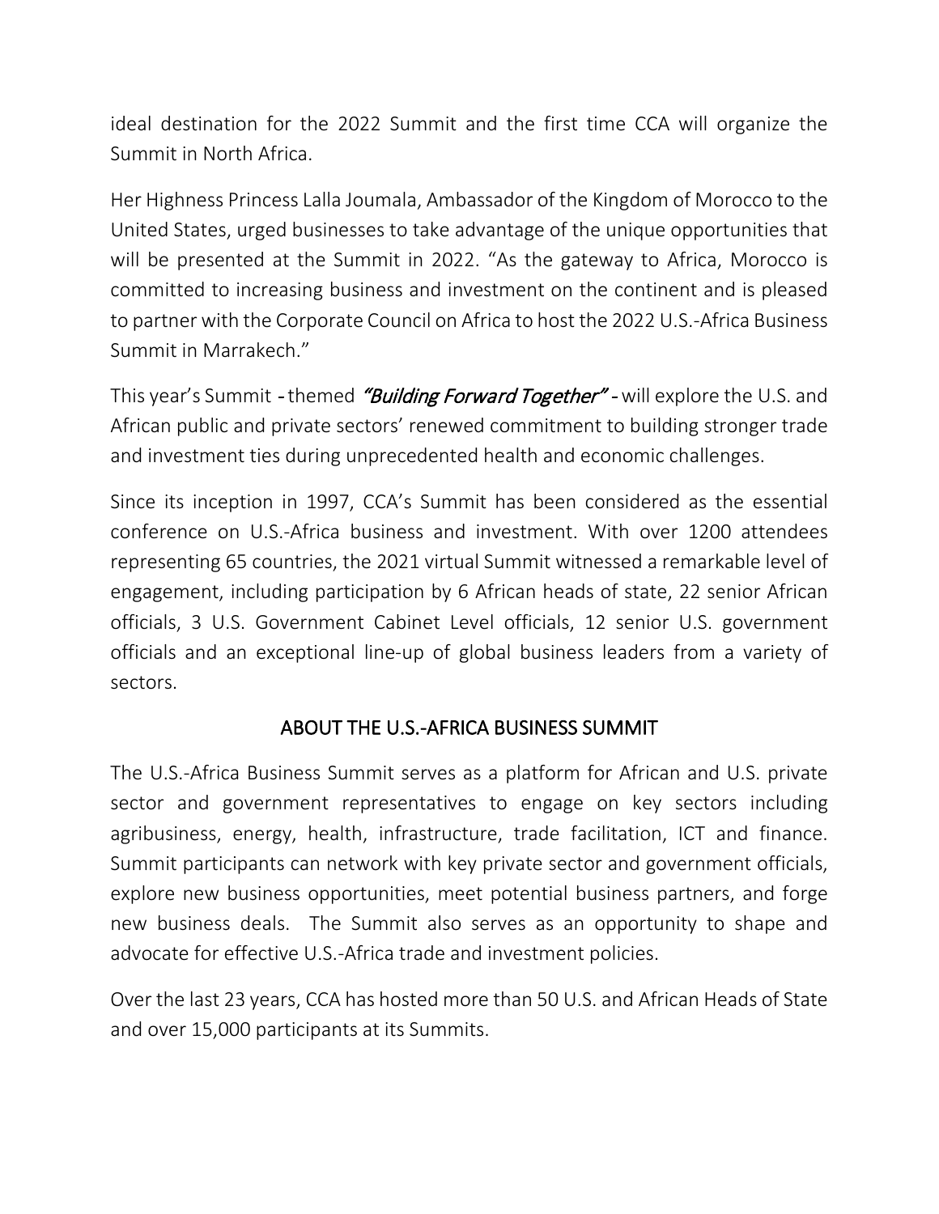ideal destination for the 2022 Summit and the first time CCA will organize the Summit in North Africa.

Her Highness Princess Lalla Joumala, Ambassador of the Kingdom of Morocco to the United States, urged businesses to take advantage of the unique opportunities that will be presented at the Summit in 2022. "As the gateway to Africa, Morocco is committed to increasing business and investment on the continent and is pleased to partner with the Corporate Council on Africa to host the 2022 U.S.-Africa Business Summit in Marrakech."

This year's Summit - themed ***"Building Forward Together"*** - will explore the U.S. and African public and private sectors' renewed commitment to building stronger trade and investment ties during unprecedented health and economic challenges.

Since its inception in 1997, CCA's Summit has been considered as the essential conference on U.S.-Africa business and investment. With over 1200 attendees representing 65 countries, the 2021 virtual Summit witnessed a remarkable level of engagement, including participation by 6 African heads of state, 22 senior African officials, 3 U.S. Government Cabinet Level officials, 12 senior U.S. government officials and an exceptional line-up of global business leaders from a variety of sectors.

## ABOUT THE U.S.-AFRICA BUSINESS SUMMIT

The U.S.-Africa Business Summit serves as a platform for African and U.S. private sector and government representatives to engage on key sectors including agribusiness, energy, health, infrastructure, trade facilitation, ICT and finance. Summit participants can network with key private sector and government officials, explore new business opportunities, meet potential business partners, and forge new business deals. The Summit also serves as an opportunity to shape and advocate for effective U.S.-Africa trade and investment policies.

Over the last 23 years, CCA has hosted more than 50 U.S. and African Heads of State and over 15,000 participants at its Summits.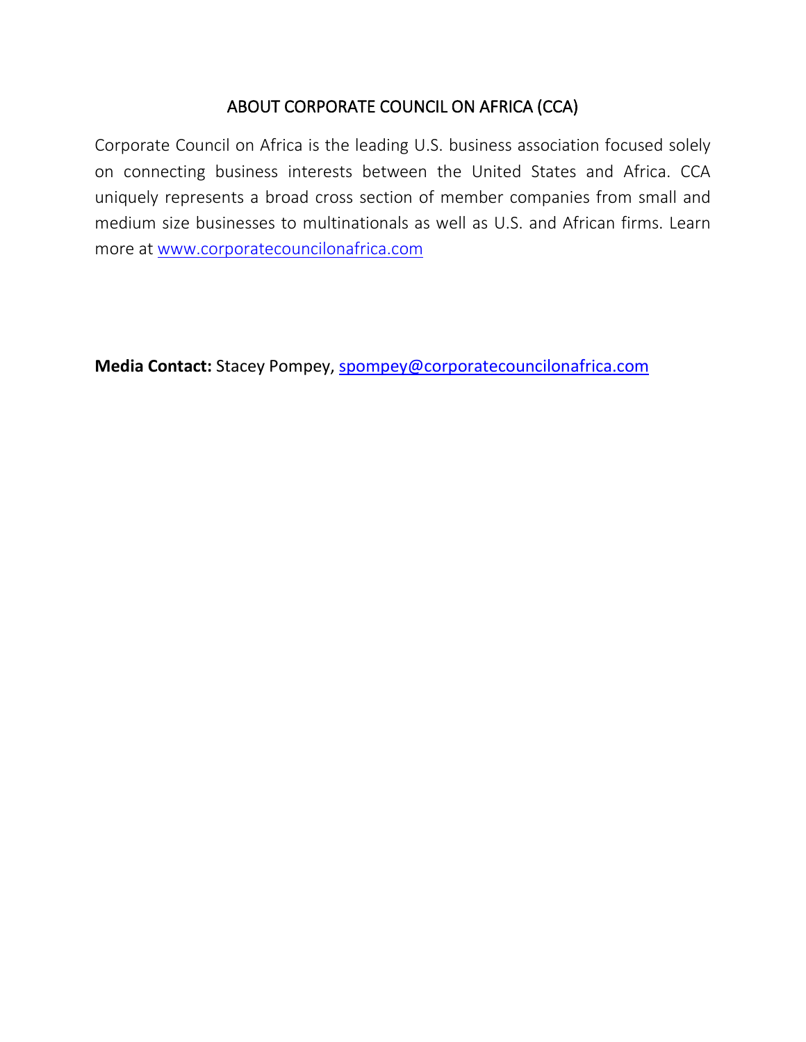## ABOUT CORPORATE COUNCIL ON AFRICA (CCA)

Corporate Council on Africa is the leading U.S. business association focused solely on connecting business interests between the United States and Africa. CCA uniquely represents a broad cross section of member companies from small and medium size businesses to multinationals as well as U.S. and African firms. Learn more at www.corporatecouncilonafrica.com

**Media Contact:** Stacey Pompey, spompey@corporatecouncilonafrica.com